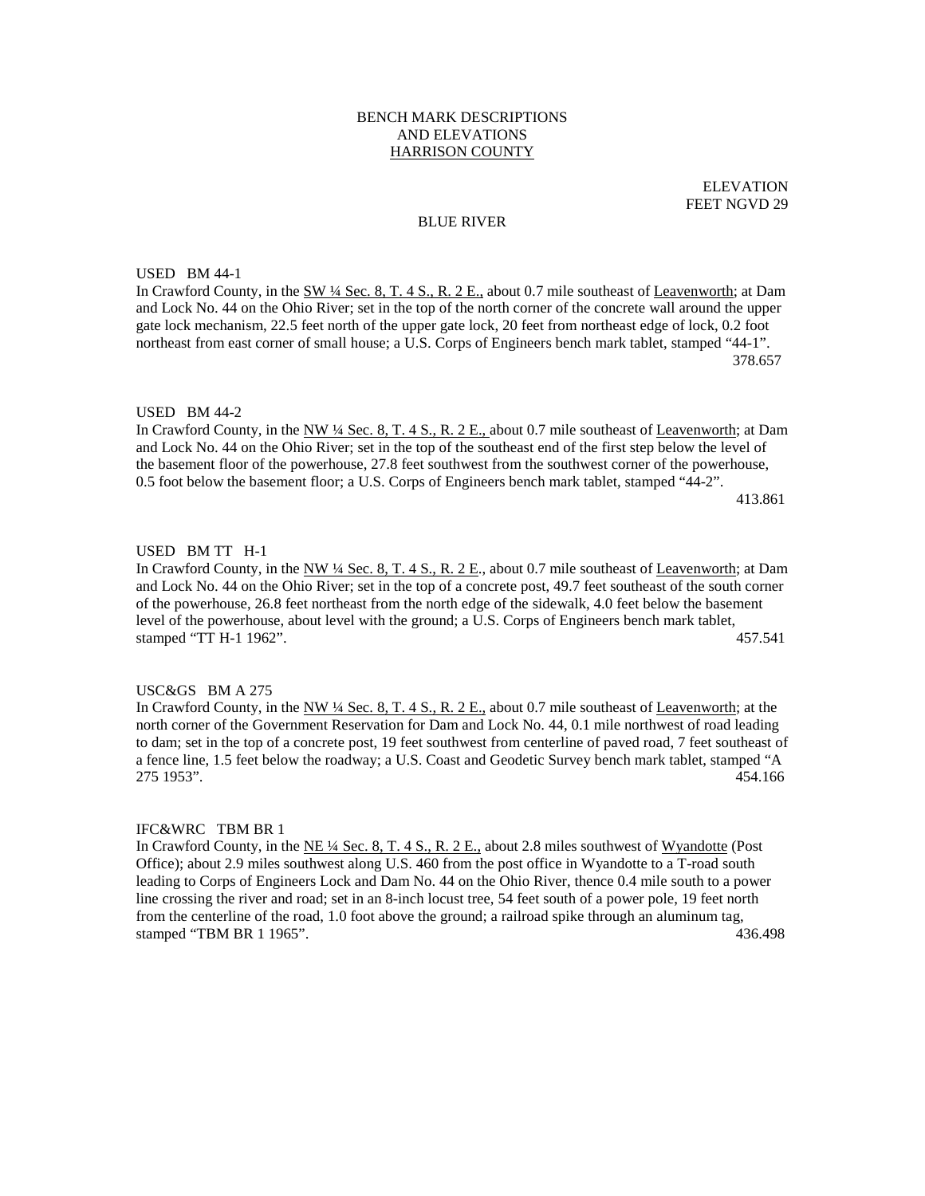# BENCH MARK DESCRIPTIONS AND ELEVATIONS HARRISON COUNTY

ELEVATION
FEET NGVD 29

## BLUE RIVER

USED BM 44-1

In Crawford County, in the SW ¼ Sec. 8, T. 4 S., R. 2 E., about 0.7 mile southeast of Leavenworth; at Dam and Lock No. 44 on the Ohio River; set in the top of the north corner of the concrete wall around the upper gate lock mechanism, 22.5 feet north of the upper gate lock, 20 feet from northeast edge of lock, 0.2 foot northeast from east corner of small house; a U.S. Corps of Engineers bench mark tablet, stamped "44-1".

378.657

USED BM 44-2

In Crawford County, in the NW ¼ Sec. 8, T. 4 S., R. 2 E., about 0.7 mile southeast of Leavenworth; at Dam and Lock No. 44 on the Ohio River; set in the top of the southeast end of the first step below the level of the basement floor of the powerhouse, 27.8 feet southwest from the southwest corner of the powerhouse, 0.5 foot below the basement floor; a U.S. Corps of Engineers bench mark tablet, stamped "44-2".

413.861

USED BM TT H-1

In Crawford County, in the NW ¼ Sec. 8, T. 4 S., R. 2 E., about 0.7 mile southeast of Leavenworth; at Dam and Lock No. 44 on the Ohio River; set in the top of a concrete post, 49.7 feet southeast of the south corner of the powerhouse, 26.8 feet northeast from the north edge of the sidewalk, 4.0 feet below the basement level of the powerhouse, about level with the ground; a U.S. Corps of Engineers bench mark tablet, stamped "TT H-1 1962".

457.541

USC&GS BM A 275

In Crawford County, in the NW ¼ Sec. 8, T. 4 S., R. 2 E., about 0.7 mile southeast of Leavenworth; at the north corner of the Government Reservation for Dam and Lock No. 44, 0.1 mile northwest of road leading to dam; set in the top of a concrete post, 19 feet southwest from centerline of paved road, 7 feet southeast of a fence line, 1.5 feet below the roadway; a U.S. Coast and Geodetic Survey bench mark tablet, stamped "A 275 1953".

454.166

IFC&WRC TBM BR 1

In Crawford County, in the NE ¼ Sec. 8, T. 4 S., R. 2 E., about 2.8 miles southwest of Wyandotte (Post Office); about 2.9 miles southwest along U.S. 460 from the post office in Wyandotte to a T-road south leading to Corps of Engineers Lock and Dam No. 44 on the Ohio River, thence 0.4 mile south to a power line crossing the river and road; set in an 8-inch locust tree, 54 feet south of a power pole, 19 feet north from the centerline of the road, 1.0 foot above the ground; a railroad spike through an aluminum tag, stamped "TBM BR 1 1965".

436.498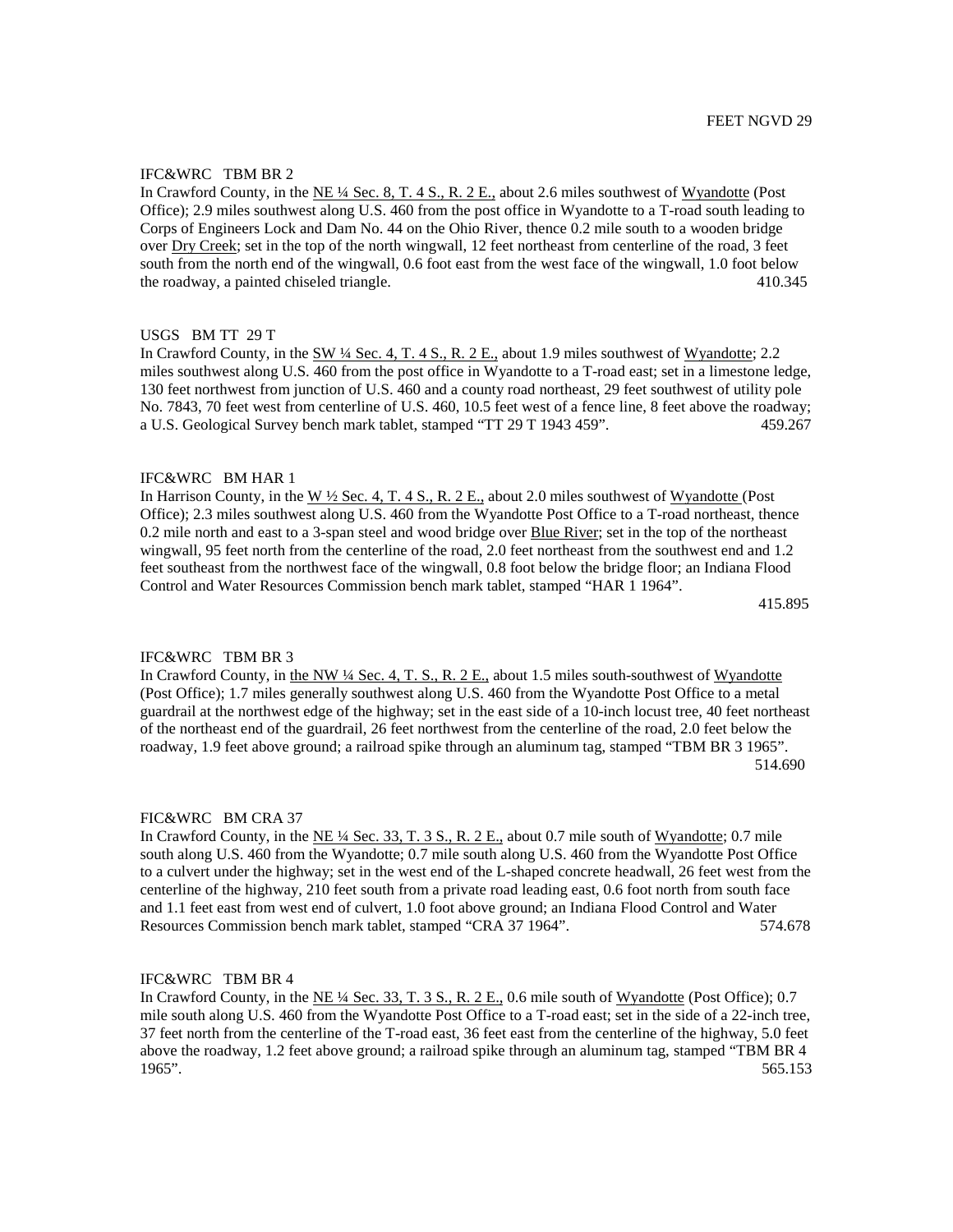FEET NGVD 29

IFC&WRC   TBM BR 2

In Crawford County, in the NE ¼ Sec. 8, T. 4 S., R. 2 E., about 2.6 miles southwest of Wyandotte (Post Office); 2.9 miles southwest along U.S. 460 from the post office in Wyandotte to a T-road south leading to Corps of Engineers Lock and Dam No. 44 on the Ohio River, thence 0.2 mile south to a wooden bridge over Dry Creek; set in the top of the north wingwall, 12 feet northeast from centerline of the road, 3 feet south from the north end of the wingwall, 0.6 foot east from the west face of the wingwall, 1.0 foot below the roadway, a painted chiseled triangle. 410.345

USGS   BM TT 29 T

In Crawford County, in the SW ¼ Sec. 4, T. 4 S., R. 2 E., about 1.9 miles southwest of Wyandotte; 2.2 miles southwest along U.S. 460 from the post office in Wyandotte to a T-road east; set in a limestone ledge, 130 feet northwest from junction of U.S. 460 and a county road northeast, 29 feet southwest of utility pole No. 7843, 70 feet west from centerline of U.S. 460, 10.5 feet west of a fence line, 8 feet above the roadway; a U.S. Geological Survey bench mark tablet, stamped "TT 29 T 1943 459". 459.267

IFC&WRC   BM HAR 1

In Harrison County, in the W ½ Sec. 4, T. 4 S., R. 2 E., about 2.0 miles southwest of Wyandotte (Post Office); 2.3 miles southwest along U.S. 460 from the Wyandotte Post Office to a T-road northeast, thence 0.2 mile north and east to a 3-span steel and wood bridge over Blue River; set in the top of the northeast wingwall, 95 feet north from the centerline of the road, 2.0 feet northeast from the southwest end and 1.2 feet southeast from the northwest face of the wingwall, 0.8 foot below the bridge floor; an Indiana Flood Control and Water Resources Commission bench mark tablet, stamped "HAR 1 1964".

415.895

IFC&WRC   TBM BR 3

In Crawford County, in the NW ¼ Sec. 4, T. S., R. 2 E., about 1.5 miles south-southwest of Wyandotte (Post Office); 1.7 miles generally southwest along U.S. 460 from the Wyandotte Post Office to a metal guardrail at the northwest edge of the highway; set in the east side of a 10-inch locust tree, 40 feet northeast of the northeast end of the guardrail, 26 feet northwest from the centerline of the road, 2.0 feet below the roadway, 1.9 feet above ground; a railroad spike through an aluminum tag, stamped "TBM BR 3 1965".

514.690

FIC&WRC   BM CRA 37

In Crawford County, in the NE ¼ Sec. 33, T. 3 S., R. 2 E., about 0.7 mile south of Wyandotte; 0.7 mile south along U.S. 460 from the Wyandotte; 0.7 mile south along U.S. 460 from the Wyandotte Post Office to a culvert under the highway; set in the west end of the L-shaped concrete headwall, 26 feet west from the centerline of the highway, 210 feet south from a private road leading east, 0.6 foot north from south face and 1.1 feet east from west end of culvert, 1.0 foot above ground; an Indiana Flood Control and Water Resources Commission bench mark tablet, stamped "CRA 37 1964". 574.678

IFC&WRC   TBM BR 4

In Crawford County, in the NE ¼ Sec. 33, T. 3 S., R. 2 E., 0.6 mile south of Wyandotte (Post Office); 0.7 mile south along U.S. 460 from the Wyandotte Post Office to a T-road east; set in the side of a 22-inch tree, 37 feet north from the centerline of the T-road east, 36 feet east from the centerline of the highway, 5.0 feet above the roadway, 1.2 feet above ground; a railroad spike through an aluminum tag, stamped "TBM BR 4 1965". 565.153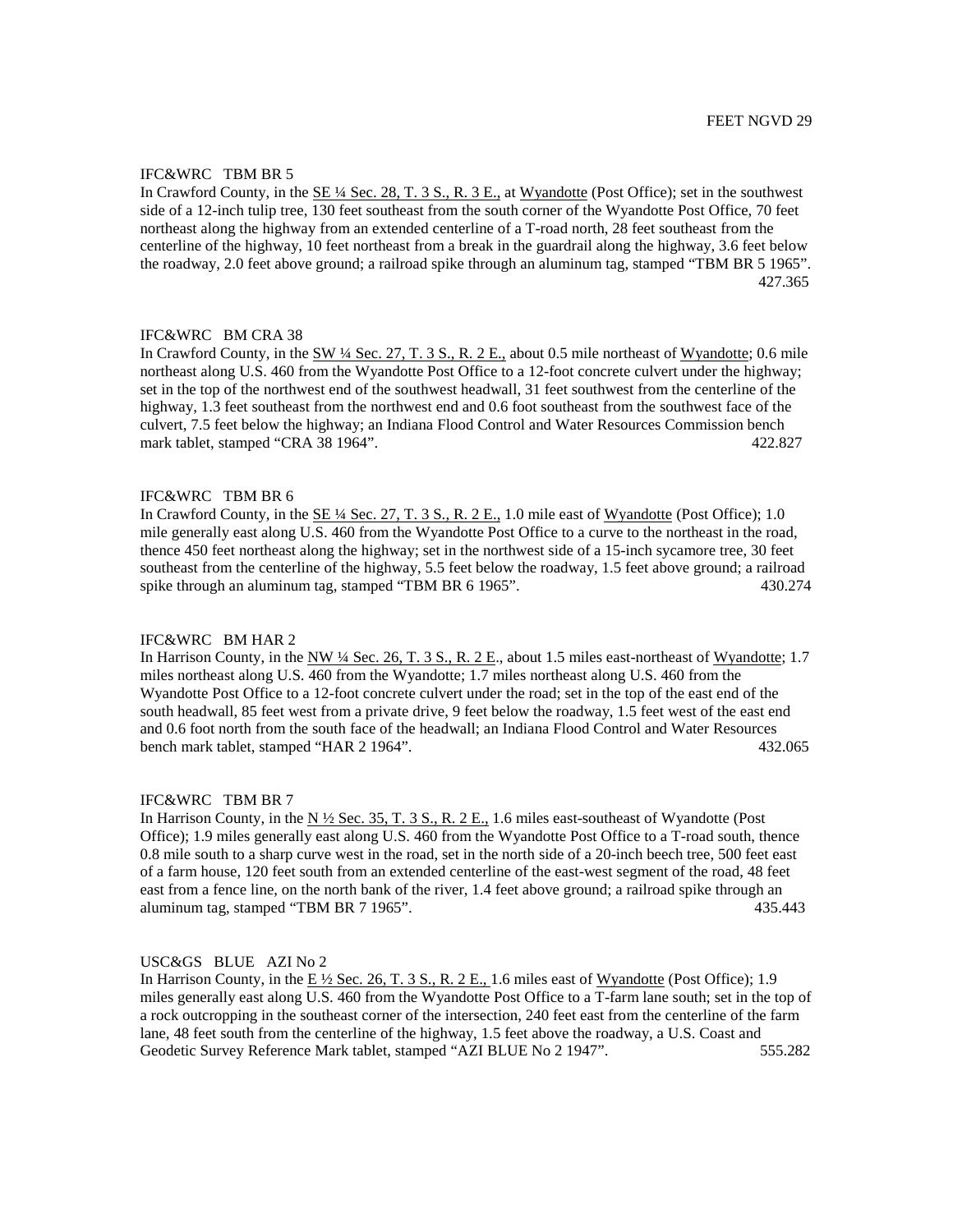FEET NGVD 29

IFC&WRC TBM BR 5
In Crawford County, in the SE ¼ Sec. 28, T. 3 S., R. 3 E., at Wyandotte (Post Office); set in the southwest side of a 12-inch tulip tree, 130 feet southeast from the south corner of the Wyandotte Post Office, 70 feet northeast along the highway from an extended centerline of a T-road north, 28 feet southeast from the centerline of the highway, 10 feet northeast from a break in the guardrail along the highway, 3.6 feet below the roadway, 2.0 feet above ground; a railroad spike through an aluminum tag, stamped "TBM BR 5 1965". 427.365

IFC&WRC BM CRA 38
In Crawford County, in the SW ¼ Sec. 27, T. 3 S., R. 2 E., about 0.5 mile northeast of Wyandotte; 0.6 mile northeast along U.S. 460 from the Wyandotte Post Office to a 12-foot concrete culvert under the highway; set in the top of the northwest end of the southwest headwall, 31 feet southwest from the centerline of the highway, 1.3 feet southeast from the northwest end and 0.6 foot southeast from the southwest face of the culvert, 7.5 feet below the highway; an Indiana Flood Control and Water Resources Commission bench mark tablet, stamped "CRA 38 1964". 422.827

IFC&WRC TBM BR 6
In Crawford County, in the SE ¼ Sec. 27, T. 3 S., R. 2 E., 1.0 mile east of Wyandotte (Post Office); 1.0 mile generally east along U.S. 460 from the Wyandotte Post Office to a curve to the northeast in the road, thence 450 feet northeast along the highway; set in the northwest side of a 15-inch sycamore tree, 30 feet southeast from the centerline of the highway, 5.5 feet below the roadway, 1.5 feet above ground; a railroad spike through an aluminum tag, stamped "TBM BR 6 1965". 430.274

IFC&WRC BM HAR 2
In Harrison County, in the NW ¼ Sec. 26, T. 3 S., R. 2 E., about 1.5 miles east-northeast of Wyandotte; 1.7 miles northeast along U.S. 460 from the Wyandotte; 1.7 miles northeast along U.S. 460 from the Wyandotte Post Office to a 12-foot concrete culvert under the road; set in the top of the east end of the south headwall, 85 feet west from a private drive, 9 feet below the roadway, 1.5 feet west of the east end and 0.6 foot north from the south face of the headwall; an Indiana Flood Control and Water Resources bench mark tablet, stamped "HAR 2 1964". 432.065

IFC&WRC TBM BR 7
In Harrison County, in the N ½ Sec. 35, T. 3 S., R. 2 E., 1.6 miles east-southeast of Wyandotte (Post Office); 1.9 miles generally east along U.S. 460 from the Wyandotte Post Office to a T-road south, thence 0.8 mile south to a sharp curve west in the road, set in the north side of a 20-inch beech tree, 500 feet east of a farm house, 120 feet south from an extended centerline of the east-west segment of the road, 48 feet east from a fence line, on the north bank of the river, 1.4 feet above ground; a railroad spike through an aluminum tag, stamped "TBM BR 7 1965". 435.443

USC&GS BLUE AZI No 2
In Harrison County, in the E ½ Sec. 26, T. 3 S., R. 2 E., 1.6 miles east of Wyandotte (Post Office); 1.9 miles generally east along U.S. 460 from the Wyandotte Post Office to a T-farm lane south; set in the top of a rock outcropping in the southeast corner of the intersection, 240 feet east from the centerline of the farm lane, 48 feet south from the centerline of the highway, 1.5 feet above the roadway, a U.S. Coast and Geodetic Survey Reference Mark tablet, stamped "AZI BLUE No 2 1947". 555.282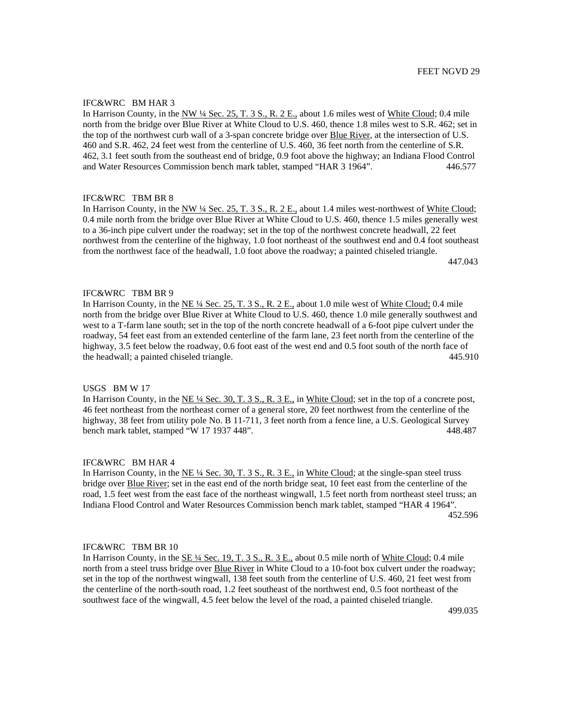FEET NGVD 29

IFC&WRC BM HAR 3

In Harrison County, in the NW ¼ Sec. 25, T. 3 S., R. 2 E., about 1.6 miles west of White Cloud; 0.4 mile north from the bridge over Blue River at White Cloud to U.S. 460, thence 1.8 miles west to S.R. 462; set in the top of the northwest curb wall of a 3-span concrete bridge over Blue River, at the intersection of U.S. 460 and S.R. 462, 24 feet west from the centerline of U.S. 460, 36 feet north from the centerline of S.R. 462, 3.1 feet south from the southeast end of bridge, 0.9 foot above the highway; an Indiana Flood Control and Water Resources Commission bench mark tablet, stamped "HAR 3 1964". 446.577

IFC&WRC TBM BR 8

In Harrison County, in the NW ¼ Sec. 25, T. 3 S., R. 2 E., about 1.4 miles west-northwest of White Cloud; 0.4 mile north from the bridge over Blue River at White Cloud to U.S. 460, thence 1.5 miles generally west to a 36-inch pipe culvert under the roadway; set in the top of the northwest concrete headwall, 22 feet northwest from the centerline of the highway, 1.0 foot northeast of the southwest end and 0.4 foot southeast from the northwest face of the headwall, 1.0 foot above the roadway; a painted chiseled triangle. 447.043

IFC&WRC TBM BR 9

In Harrison County, in the NE ¼ Sec. 25, T. 3 S., R. 2 E., about 1.0 mile west of White Cloud; 0.4 mile north from the bridge over Blue River at White Cloud to U.S. 460, thence 1.0 mile generally southwest and west to a T-farm lane south; set in the top of the north concrete headwall of a 6-foot pipe culvert under the roadway, 54 feet east from an extended centerline of the farm lane, 23 feet north from the centerline of the highway, 3.5 feet below the roadway, 0.6 foot east of the west end and 0.5 foot south of the north face of the headwall; a painted chiseled triangle. 445.910

USGS BM W 17

In Harrison County, in the NE ¼ Sec. 30, T. 3 S., R. 3 E., in White Cloud; set in the top of a concrete post, 46 feet northeast from the northeast corner of a general store, 20 feet northwest from the centerline of the highway, 38 feet from utility pole No. B 11-711, 3 feet north from a fence line, a U.S. Geological Survey bench mark tablet, stamped "W 17 1937 448". 448.487

IFC&WRC BM HAR 4

In Harrison County, in the NE ¼ Sec. 30, T. 3 S., R. 3 E., in White Cloud; at the single-span steel truss bridge over Blue River; set in the east end of the north bridge seat, 10 feet east from the centerline of the road, 1.5 feet west from the east face of the northeast wingwall, 1.5 feet north from northeast steel truss; an Indiana Flood Control and Water Resources Commission bench mark tablet, stamped "HAR 4 1964". 452.596

IFC&WRC TBM BR 10

In Harrison County, in the SE ¼ Sec. 19, T. 3 S., R. 3 E., about 0.5 mile north of White Cloud; 0.4 mile north from a steel truss bridge over Blue River in White Cloud to a 10-foot box culvert under the roadway; set in the top of the northwest wingwall, 138 feet south from the centerline of U.S. 460, 21 feet west from the centerline of the north-south road, 1.2 feet southeast of the northwest end, 0.5 foot northeast of the southwest face of the wingwall, 4.5 feet below the level of the road, a painted chiseled triangle. 499.035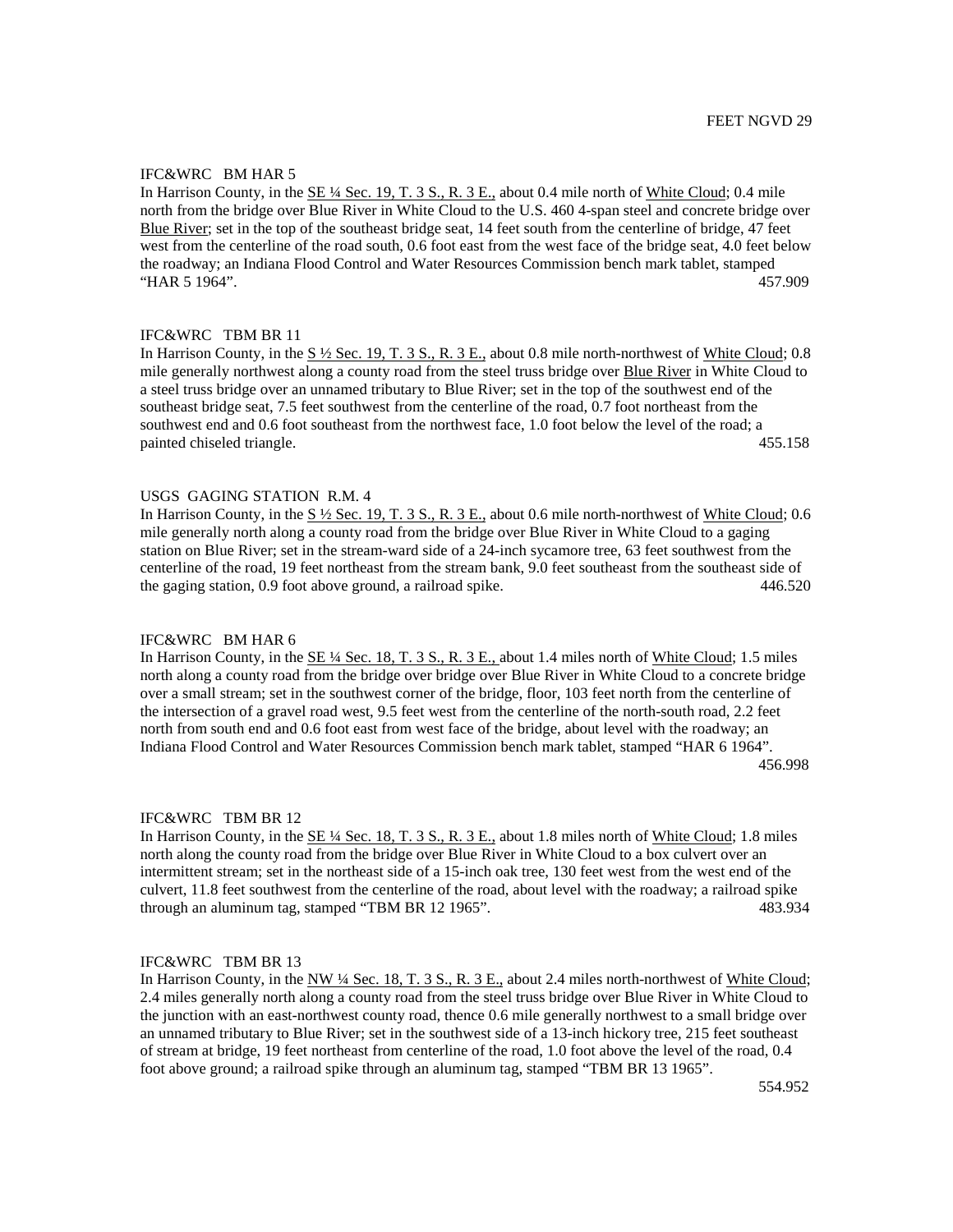FEET NGVD 29

IFC&WRC BM HAR 5

In Harrison County, in the <u>SE ¼ Sec. 19, T. 3 S., R. 3 E.,</u> about 0.4 mile north of <u>White Cloud</u>; 0.4 mile north from the bridge over Blue River in White Cloud to the U.S. 460 4-span steel and concrete bridge over <u>Blue River</u>; set in the top of the southeast bridge seat, 14 feet south from the centerline of bridge, 47 feet west from the centerline of the road south, 0.6 foot east from the west face of the bridge seat, 4.0 feet below the roadway; an Indiana Flood Control and Water Resources Commission bench mark tablet, stamped "HAR 5 1964". 457.909

IFC&WRC TBM BR 11

In Harrison County, in the <u>S ½ Sec. 19, T. 3 S., R. 3 E.,</u> about 0.8 mile north-northwest of <u>White Cloud</u>; 0.8 mile generally northwest along a county road from the steel truss bridge over <u>Blue River</u> in White Cloud to a steel truss bridge over an unnamed tributary to Blue River; set in the top of the southwest end of the southeast bridge seat, 7.5 feet southwest from the centerline of the road, 0.7 foot northeast from the southwest end and 0.6 foot southeast from the northwest face, 1.0 foot below the level of the road; a painted chiseled triangle. 455.158

USGS GAGING STATION R.M. 4

In Harrison County, in the <u>S ½ Sec. 19, T. 3 S., R. 3 E.,</u> about 0.6 mile north-northwest of <u>White Cloud</u>; 0.6 mile generally north along a county road from the bridge over Blue River in White Cloud to a gaging station on Blue River; set in the stream-ward side of a 24-inch sycamore tree, 63 feet southwest from the centerline of the road, 19 feet northeast from the stream bank, 9.0 feet southeast from the southeast side of the gaging station, 0.9 foot above ground, a railroad spike. 446.520

IFC&WRC BM HAR 6

In Harrison County, in the <u>SE ¼ Sec. 18, T. 3 S., R. 3 E.,</u> about 1.4 miles north of <u>White Cloud</u>; 1.5 miles north along a county road from the bridge over bridge over Blue River in White Cloud to a concrete bridge over a small stream; set in the southwest corner of the bridge, floor, 103 feet north from the centerline of the intersection of a gravel road west, 9.5 feet west from the centerline of the north-south road, 2.2 feet north from south end and 0.6 foot east from west face of the bridge, about level with the roadway; an Indiana Flood Control and Water Resources Commission bench mark tablet, stamped "HAR 6 1964". 456.998

IFC&WRC TBM BR 12

In Harrison County, in the <u>SE ¼ Sec. 18, T. 3 S., R. 3 E.,</u> about 1.8 miles north of <u>White Cloud</u>; 1.8 miles north along the county road from the bridge over Blue River in White Cloud to a box culvert over an intermittent stream; set in the northeast side of a 15-inch oak tree, 130 feet west from the west end of the culvert, 11.8 feet southwest from the centerline of the road, about level with the roadway; a railroad spike through an aluminum tag, stamped "TBM BR 12 1965". 483.934

IFC&WRC TBM BR 13

In Harrison County, in the <u>NW ¼ Sec. 18, T. 3 S., R. 3 E.,</u> about 2.4 miles north-northwest of <u>White Cloud</u>; 2.4 miles generally north along a county road from the steel truss bridge over Blue River in White Cloud to the junction with an east-northwest county road, thence 0.6 mile generally northwest to a small bridge over an unnamed tributary to Blue River; set in the southwest side of a 13-inch hickory tree, 215 feet southeast of stream at bridge, 19 feet northeast from centerline of the road, 1.0 foot above the level of the road, 0.4 foot above ground; a railroad spike through an aluminum tag, stamped "TBM BR 13 1965". 554.952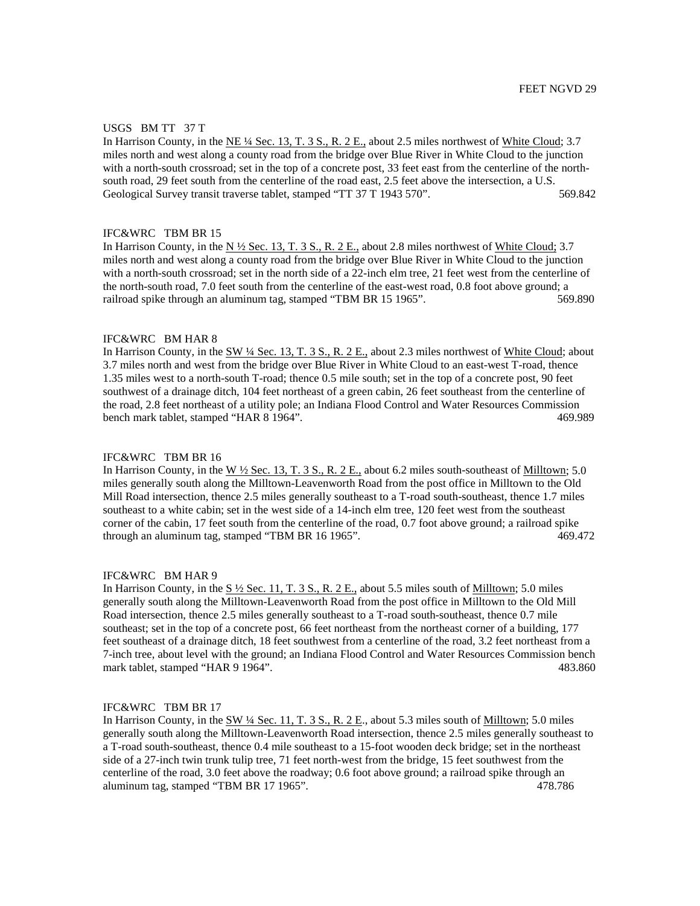FEET NGVD 29

USGS BM TT 37 T

In Harrison County, in the NE ¼ Sec. 13, T. 3 S., R. 2 E., about 2.5 miles northwest of White Cloud; 3.7 miles north and west along a county road from the bridge over Blue River in White Cloud to the junction with a north-south crossroad; set in the top of a concrete post, 33 feet east from the centerline of the north-south road, 29 feet south from the centerline of the road east, 2.5 feet above the intersection, a U.S. Geological Survey transit traverse tablet, stamped "TT 37 T 1943 570". 569.842

IFC&WRC TBM BR 15

In Harrison County, in the N ½ Sec. 13, T. 3 S., R. 2 E., about 2.8 miles northwest of White Cloud; 3.7 miles north and west along a county road from the bridge over Blue River in White Cloud to the junction with a north-south crossroad; set in the north side of a 22-inch elm tree, 21 feet west from the centerline of the north-south road, 7.0 feet south from the centerline of the east-west road, 0.8 foot above ground; a railroad spike through an aluminum tag, stamped "TBM BR 15 1965". 569.890

IFC&WRC BM HAR 8

In Harrison County, in the SW ¼ Sec. 13, T. 3 S., R. 2 E., about 2.3 miles northwest of White Cloud; about 3.7 miles north and west from the bridge over Blue River in White Cloud to an east-west T-road, thence 1.35 miles west to a north-south T-road; thence 0.5 mile south; set in the top of a concrete post, 90 feet southwest of a drainage ditch, 104 feet northeast of a green cabin, 26 feet southeast from the centerline of the road, 2.8 feet northeast of a utility pole; an Indiana Flood Control and Water Resources Commission bench mark tablet, stamped "HAR 8 1964". 469.989

IFC&WRC TBM BR 16

In Harrison County, in the W ½ Sec. 13, T. 3 S., R. 2 E., about 6.2 miles south-southeast of Milltown; 5.0 miles generally south along the Milltown-Leavenworth Road from the post office in Milltown to the Old Mill Road intersection, thence 2.5 miles generally southeast to a T-road south-southeast, thence 1.7 miles southeast to a white cabin; set in the west side of a 14-inch elm tree, 120 feet west from the southeast corner of the cabin, 17 feet south from the centerline of the road, 0.7 foot above ground; a railroad spike through an aluminum tag, stamped "TBM BR 16 1965". 469.472

IFC&WRC BM HAR 9

In Harrison County, in the S ½ Sec. 11, T. 3 S., R. 2 E., about 5.5 miles south of Milltown; 5.0 miles generally south along the Milltown-Leavenworth Road from the post office in Milltown to the Old Mill Road intersection, thence 2.5 miles generally southeast to a T-road south-southeast, thence 0.7 mile southeast; set in the top of a concrete post, 66 feet northeast from the northeast corner of a building, 177 feet southeast of a drainage ditch, 18 feet southwest from a centerline of the road, 3.2 feet northeast from a 7-inch tree, about level with the ground; an Indiana Flood Control and Water Resources Commission bench mark tablet, stamped "HAR 9 1964". 483.860

IFC&WRC TBM BR 17

In Harrison County, in the SW ¼ Sec. 11, T. 3 S., R. 2 E., about 5.3 miles south of Milltown; 5.0 miles generally south along the Milltown-Leavenworth Road intersection, thence 2.5 miles generally southeast to a T-road south-southeast, thence 0.4 mile southeast to a 15-foot wooden deck bridge; set in the northeast side of a 27-inch twin trunk tulip tree, 71 feet north-west from the bridge, 15 feet southwest from the centerline of the road, 3.0 feet above the roadway; 0.6 foot above ground; a railroad spike through an aluminum tag, stamped "TBM BR 17 1965". 478.786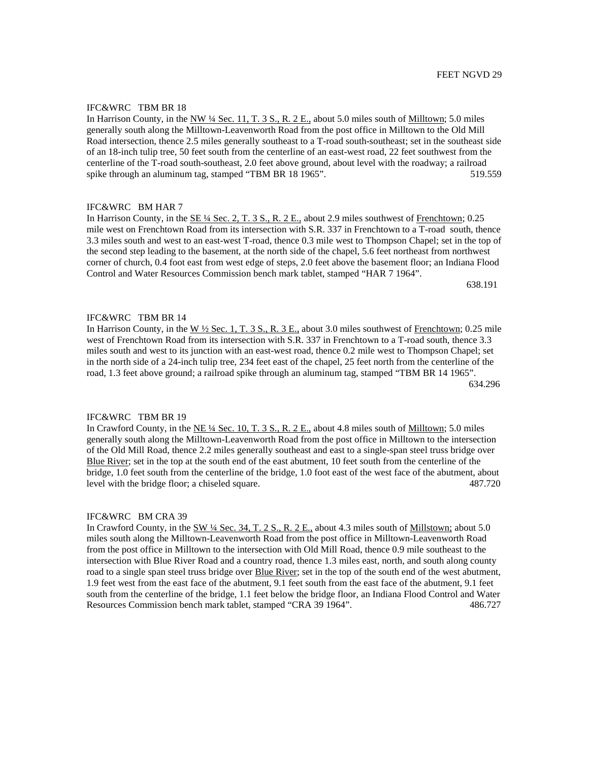FEET NGVD 29

IFC&WRC TBM BR 18

In Harrison County, in the NW ¼ Sec. 11, T. 3 S., R. 2 E., about 5.0 miles south of Milltown; 5.0 miles generally south along the Milltown-Leavenworth Road from the post office in Milltown to the Old Mill Road intersection, thence 2.5 miles generally southeast to a T-road south-southeast; set in the southeast side of an 18-inch tulip tree, 50 feet south from the centerline of an east-west road, 22 feet southwest from the centerline of the T-road south-southeast, 2.0 feet above ground, about level with the roadway; a railroad spike through an aluminum tag, stamped "TBM BR 18 1965". 519.559

IFC&WRC BM HAR 7

In Harrison County, in the SE ¼ Sec. 2, T. 3 S., R. 2 E., about 2.9 miles southwest of Frenchtown; 0.25 mile west on Frenchtown Road from its intersection with S.R. 337 in Frenchtown to a T-road south, thence 3.3 miles south and west to an east-west T-road, thence 0.3 mile west to Thompson Chapel; set in the top of the second step leading to the basement, at the north side of the chapel, 5.6 feet northeast from northwest corner of church, 0.4 foot east from west edge of steps, 2.0 feet above the basement floor; an Indiana Flood Control and Water Resources Commission bench mark tablet, stamped "HAR 7 1964". 638.191

IFC&WRC TBM BR 14

In Harrison County, in the W ½ Sec. 1, T. 3 S., R. 3 E., about 3.0 miles southwest of Frenchtown; 0.25 mile west of Frenchtown Road from its intersection with S.R. 337 in Frenchtown to a T-road south, thence 3.3 miles south and west to its junction with an east-west road, thence 0.2 mile west to Thompson Chapel; set in the north side of a 24-inch tulip tree, 234 feet east of the chapel, 25 feet north from the centerline of the road, 1.3 feet above ground; a railroad spike through an aluminum tag, stamped "TBM BR 14 1965". 634.296

IFC&WRC TBM BR 19

In Crawford County, in the NE ¼ Sec. 10, T. 3 S., R. 2 E., about 4.8 miles south of Milltown; 5.0 miles generally south along the Milltown-Leavenworth Road from the post office in Milltown to the intersection of the Old Mill Road, thence 2.2 miles generally southeast and east to a single-span steel truss bridge over Blue River; set in the top at the south end of the east abutment, 10 feet south from the centerline of the bridge, 1.0 feet south from the centerline of the bridge, 1.0 foot east of the west face of the abutment, about level with the bridge floor; a chiseled square. 487.720

IFC&WRC BM CRA 39

In Crawford County, in the SW ¼ Sec. 34, T. 2 S., R. 2 E., about 4.3 miles south of Millstown; about 5.0 miles south along the Milltown-Leavenworth Road from the post office in Milltown-Leavenworth Road from the post office in Milltown to the intersection with Old Mill Road, thence 0.9 mile southeast to the intersection with Blue River Road and a country road, thence 1.3 miles east, north, and south along county road to a single span steel truss bridge over Blue River; set in the top of the south end of the west abutment, 1.9 feet west from the east face of the abutment, 9.1 feet south from the east face of the abutment, 9.1 feet south from the centerline of the bridge, 1.1 feet below the bridge floor, an Indiana Flood Control and Water Resources Commission bench mark tablet, stamped "CRA 39 1964". 486.727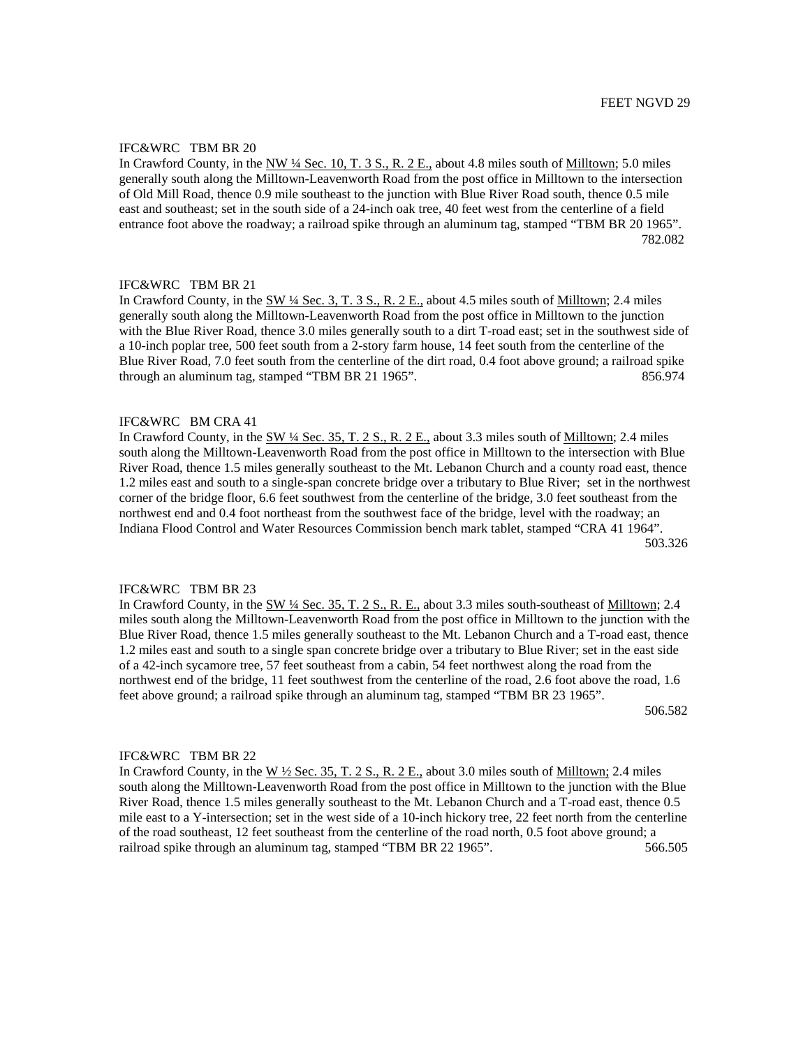FEET NGVD 29

IFC&WRC TBM BR 20

In Crawford County, in the NW ¼ Sec. 10, T. 3 S., R. 2 E., about 4.8 miles south of Milltown; 5.0 miles generally south along the Milltown-Leavenworth Road from the post office in Milltown to the intersection of Old Mill Road, thence 0.9 mile southeast to the junction with Blue River Road south, thence 0.5 mile east and southeast; set in the south side of a 24-inch oak tree, 40 feet west from the centerline of a field entrance foot above the roadway; a railroad spike through an aluminum tag, stamped "TBM BR 20 1965". 782.082

IFC&WRC TBM BR 21

In Crawford County, in the SW ¼ Sec. 3, T. 3 S., R. 2 E., about 4.5 miles south of Milltown; 2.4 miles generally south along the Milltown-Leavenworth Road from the post office in Milltown to the junction with the Blue River Road, thence 3.0 miles generally south to a dirt T-road east; set in the southwest side of a 10-inch poplar tree, 500 feet south from a 2-story farm house, 14 feet south from the centerline of the Blue River Road, 7.0 feet south from the centerline of the dirt road, 0.4 foot above ground; a railroad spike through an aluminum tag, stamped "TBM BR 21 1965". 856.974

IFC&WRC BM CRA 41

In Crawford County, in the SW ¼ Sec. 35, T. 2 S., R. 2 E., about 3.3 miles south of Milltown; 2.4 miles south along the Milltown-Leavenworth Road from the post office in Milltown to the intersection with Blue River Road, thence 1.5 miles generally southeast to the Mt. Lebanon Church and a county road east, thence 1.2 miles east and south to a single-span concrete bridge over a tributary to Blue River; set in the northwest corner of the bridge floor, 6.6 feet southwest from the centerline of the bridge, 3.0 feet southeast from the northwest end and 0.4 foot northeast from the southwest face of the bridge, level with the roadway; an Indiana Flood Control and Water Resources Commission bench mark tablet, stamped "CRA 41 1964". 503.326

IFC&WRC TBM BR 23

In Crawford County, in the SW ¼ Sec. 35, T. 2 S., R. E., about 3.3 miles south-southeast of Milltown; 2.4 miles south along the Milltown-Leavenworth Road from the post office in Milltown to the junction with the Blue River Road, thence 1.5 miles generally southeast to the Mt. Lebanon Church and a T-road east, thence 1.2 miles east and south to a single span concrete bridge over a tributary to Blue River; set in the east side of a 42-inch sycamore tree, 57 feet southeast from a cabin, 54 feet northwest along the road from the northwest end of the bridge, 11 feet southwest from the centerline of the road, 2.6 foot above the road, 1.6 feet above ground; a railroad spike through an aluminum tag, stamped "TBM BR 23 1965". 506.582

IFC&WRC TBM BR 22

In Crawford County, in the W ½ Sec. 35, T. 2 S., R. 2 E., about 3.0 miles south of Milltown; 2.4 miles south along the Milltown-Leavenworth Road from the post office in Milltown to the junction with the Blue River Road, thence 1.5 miles generally southeast to the Mt. Lebanon Church and a T-road east, thence 0.5 mile east to a Y-intersection; set in the west side of a 10-inch hickory tree, 22 feet north from the centerline of the road southeast, 12 feet southeast from the centerline of the road north, 0.5 foot above ground; a railroad spike through an aluminum tag, stamped "TBM BR 22 1965". 566.505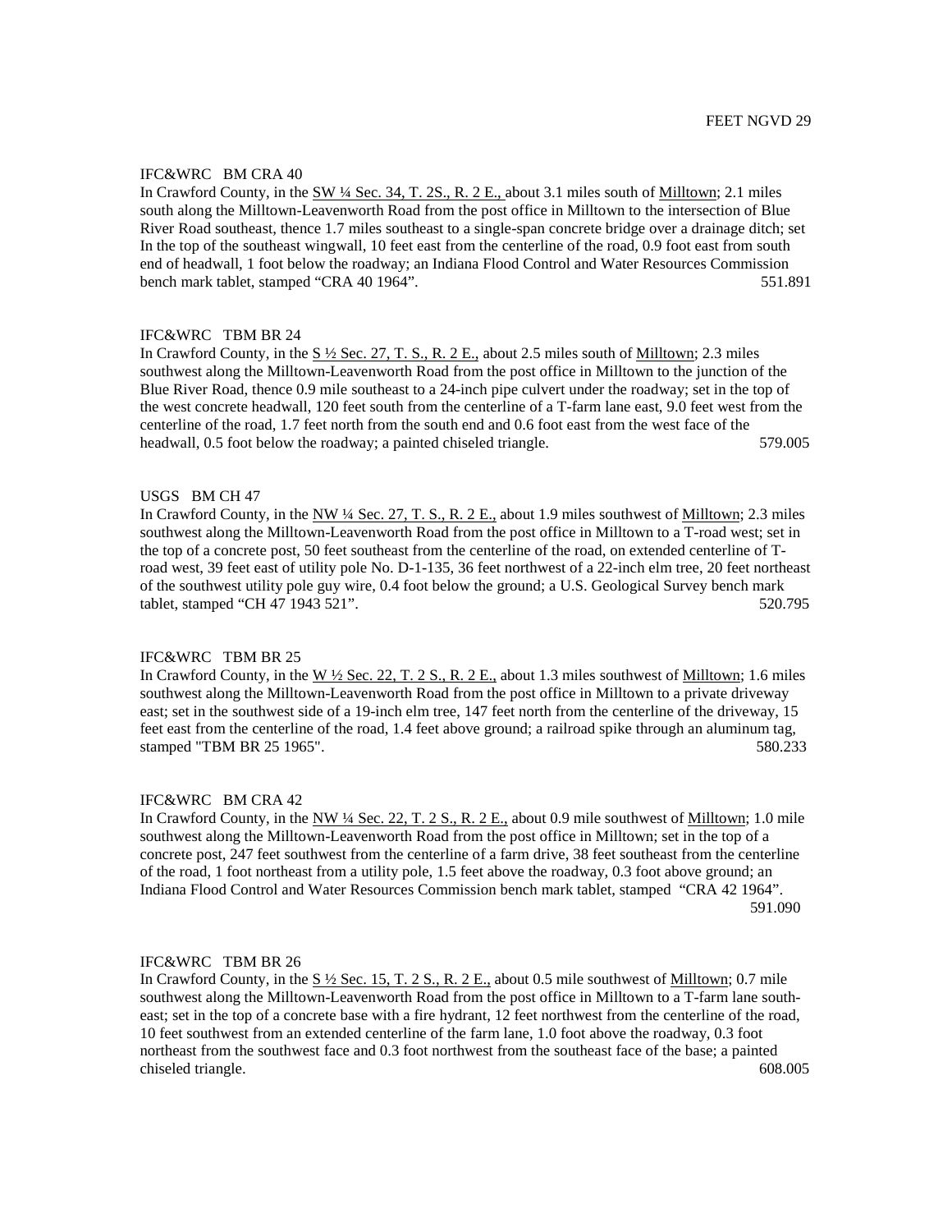FEET NGVD 29

IFC&WRC BM CRA 40

In Crawford County, in the SW ¼ Sec. 34, T. 2S., R. 2 E., about 3.1 miles south of Milltown; 2.1 miles south along the Milltown-Leavenworth Road from the post office in Milltown to the intersection of Blue River Road southeast, thence 1.7 miles southeast to a single-span concrete bridge over a drainage ditch; set In the top of the southeast wingwall, 10 feet east from the centerline of the road, 0.9 foot east from south end of headwall, 1 foot below the roadway; an Indiana Flood Control and Water Resources Commission bench mark tablet, stamped "CRA 40 1964". 551.891

IFC&WRC TBM BR 24

In Crawford County, in the S ½ Sec. 27, T. S., R. 2 E., about 2.5 miles south of Milltown; 2.3 miles southwest along the Milltown-Leavenworth Road from the post office in Milltown to the junction of the Blue River Road, thence 0.9 mile southeast to a 24-inch pipe culvert under the roadway; set in the top of the west concrete headwall, 120 feet south from the centerline of a T-farm lane east, 9.0 feet west from the centerline of the road, 1.7 feet north from the south end and 0.6 foot east from the west face of the headwall, 0.5 foot below the roadway; a painted chiseled triangle. 579.005

USGS BM CH 47

In Crawford County, in the NW ¼ Sec. 27, T. S., R. 2 E., about 1.9 miles southwest of Milltown; 2.3 miles southwest along the Milltown-Leavenworth Road from the post office in Milltown to a T-road west; set in the top of a concrete post, 50 feet southeast from the centerline of the road, on extended centerline of T-road west, 39 feet east of utility pole No. D-1-135, 36 feet northwest of a 22-inch elm tree, 20 feet northeast of the southwest utility pole guy wire, 0.4 foot below the ground; a U.S. Geological Survey bench mark tablet, stamped "CH 47 1943 521". 520.795

IFC&WRC TBM BR 25

In Crawford County, in the W ½ Sec. 22, T. 2 S., R. 2 E., about 1.3 miles southwest of Milltown; 1.6 miles southwest along the Milltown-Leavenworth Road from the post office in Milltown to a private driveway east; set in the southwest side of a 19-inch elm tree, 147 feet north from the centerline of the driveway, 15 feet east from the centerline of the road, 1.4 feet above ground; a railroad spike through an aluminum tag, stamped "TBM BR 25 1965". 580.233

IFC&WRC BM CRA 42

In Crawford County, in the NW ¼ Sec. 22, T. 2 S., R. 2 E., about 0.9 mile southwest of Milltown; 1.0 mile southwest along the Milltown-Leavenworth Road from the post office in Milltown; set in the top of a concrete post, 247 feet southwest from the centerline of a farm drive, 38 feet southeast from the centerline of the road, 1 foot northeast from a utility pole, 1.5 feet above the roadway, 0.3 foot above ground; an Indiana Flood Control and Water Resources Commission bench mark tablet, stamped "CRA 42 1964". 591.090

IFC&WRC TBM BR 26

In Crawford County, in the S ½ Sec. 15, T. 2 S., R. 2 E., about 0.5 mile southwest of Milltown; 0.7 mile southwest along the Milltown-Leavenworth Road from the post office in Milltown to a T-farm lane south-east; set in the top of a concrete base with a fire hydrant, 12 feet northwest from the centerline of the road, 10 feet southwest from an extended centerline of the farm lane, 1.0 foot above the roadway, 0.3 foot northeast from the southwest face and 0.3 foot northwest from the southeast face of the base; a painted chiseled triangle. 608.005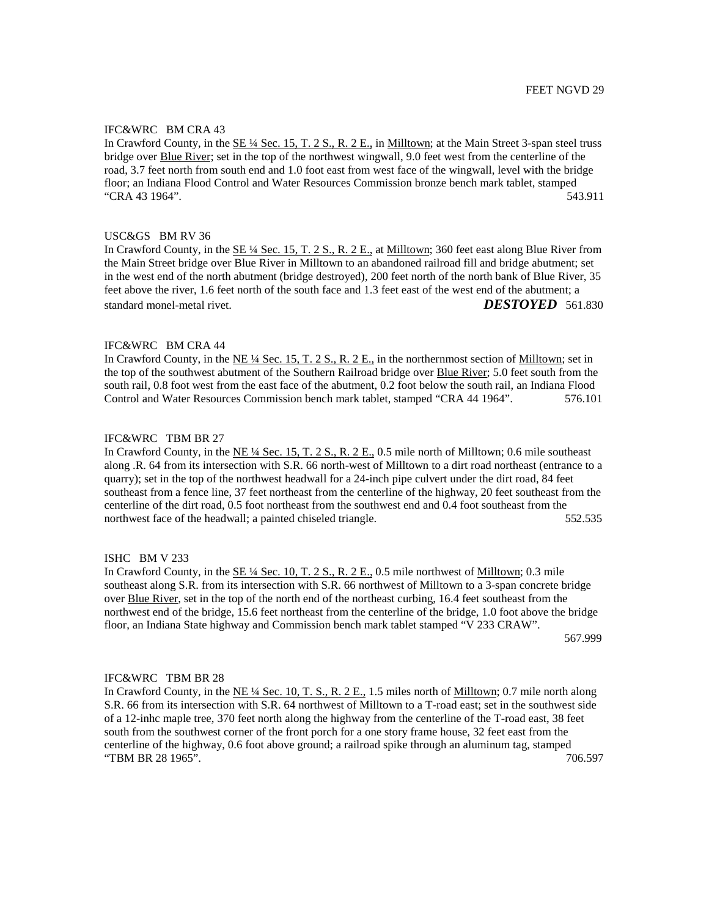FEET NGVD 29

IFC&WRC BM CRA 43
In Crawford County, in the SE ¼ Sec. 15, T. 2 S., R. 2 E., in Milltown; at the Main Street 3-span steel truss bridge over Blue River; set in the top of the northwest wingwall, 9.0 feet west from the centerline of the road, 3.7 feet north from south end and 1.0 foot east from west face of the wingwall, level with the bridge floor; an Indiana Flood Control and Water Resources Commission bronze bench mark tablet, stamped "CRA 43 1964". 543.911

USC&GS BM RV 36
In Crawford County, in the SE ¼ Sec. 15, T. 2 S., R. 2 E., at Milltown; 360 feet east along Blue River from the Main Street bridge over Blue River in Milltown to an abandoned railroad fill and bridge abutment; set in the west end of the north abutment (bridge destroyed), 200 feet north of the north bank of Blue River, 35 feet above the river, 1.6 feet north of the south face and 1.3 feet east of the west end of the abutment; a standard monel-metal rivet. ***DESTOYED*** 561.830

IFC&WRC BM CRA 44
In Crawford County, in the NE ¼ Sec. 15, T. 2 S., R. 2 E., in the northernmost section of Milltown; set in the top of the southwest abutment of the Southern Railroad bridge over Blue River; 5.0 feet south from the south rail, 0.8 foot west from the east face of the abutment, 0.2 foot below the south rail, an Indiana Flood Control and Water Resources Commission bench mark tablet, stamped "CRA 44 1964". 576.101

IFC&WRC TBM BR 27
In Crawford County, in the NE ¼ Sec. 15, T. 2 S., R. 2 E., 0.5 mile north of Milltown; 0.6 mile southeast along .R. 64 from its intersection with S.R. 66 north-west of Milltown to a dirt road northeast (entrance to a quarry); set in the top of the northwest headwall for a 24-inch pipe culvert under the dirt road, 84 feet southeast from a fence line, 37 feet northeast from the centerline of the highway, 20 feet southeast from the centerline of the dirt road, 0.5 foot northeast from the southwest end and 0.4 foot southeast from the northwest face of the headwall; a painted chiseled triangle. 552.535

ISHC BM V 233
In Crawford County, in the SE ¼ Sec. 10, T. 2 S., R. 2 E., 0.5 mile northwest of Milltown; 0.3 mile southeast along S.R. from its intersection with S.R. 66 northwest of Milltown to a 3-span concrete bridge over Blue River, set in the top of the north end of the northeast curbing, 16.4 feet southeast from the northwest end of the bridge, 15.6 feet northeast from the centerline of the bridge, 1.0 foot above the bridge floor, an Indiana State highway and Commission bench mark tablet stamped "V 233 CRAW". 567.999

IFC&WRC TBM BR 28
In Crawford County, in the NE ¼ Sec. 10, T. S., R. 2 E., 1.5 miles north of Milltown; 0.7 mile north along S.R. 66 from its intersection with S.R. 64 northwest of Milltown to a T-road east; set in the southwest side of a 12-inhc maple tree, 370 feet north along the highway from the centerline of the T-road east, 38 feet south from the southwest corner of the front porch for a one story frame house, 32 feet east from the centerline of the highway, 0.6 foot above ground; a railroad spike through an aluminum tag, stamped "TBM BR 28 1965". 706.597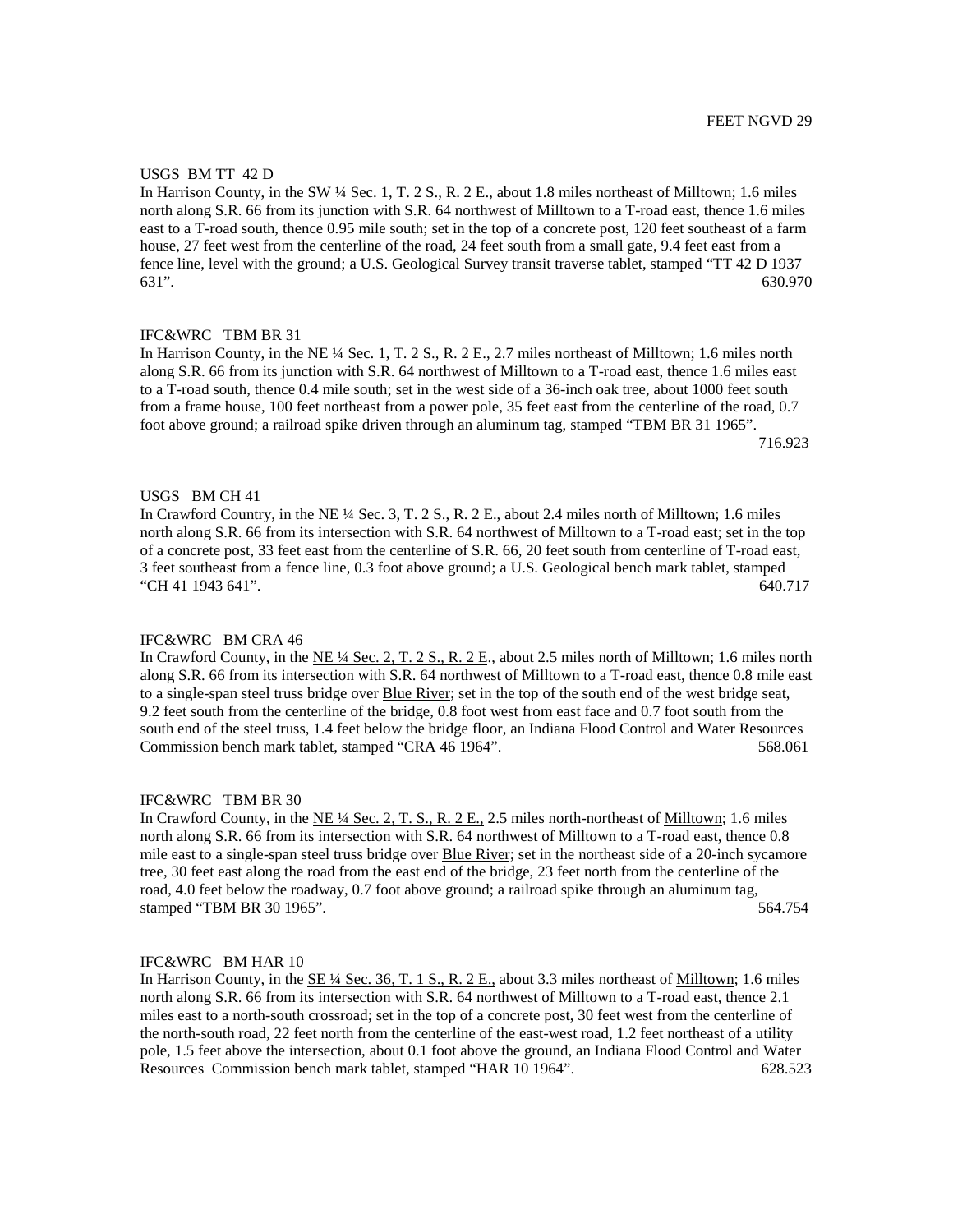FEET NGVD 29

USGS BM TT 42 D

In Harrison County, in the SW ¼ Sec. 1, T. 2 S., R. 2 E., about 1.8 miles northeast of Milltown; 1.6 miles north along S.R. 66 from its junction with S.R. 64 northwest of Milltown to a T-road east, thence 1.6 miles east to a T-road south, thence 0.95 mile south; set in the top of a concrete post, 120 feet southeast of a farm house, 27 feet west from the centerline of the road, 24 feet south from a small gate, 9.4 feet east from a fence line, level with the ground; a U.S. Geological Survey transit traverse tablet, stamped "TT 42 D 1937 631". 630.970

IFC&WRC TBM BR 31

In Harrison County, in the NE ¼ Sec. 1, T. 2 S., R. 2 E., 2.7 miles northeast of Milltown; 1.6 miles north along S.R. 66 from its junction with S.R. 64 northwest of Milltown to a T-road east, thence 1.6 miles east to a T-road south, thence 0.4 mile south; set in the west side of a 36-inch oak tree, about 1000 feet south from a frame house, 100 feet northeast from a power pole, 35 feet east from the centerline of the road, 0.7 foot above ground; a railroad spike driven through an aluminum tag, stamped "TBM BR 31 1965". 716.923

USGS BM CH 41

In Crawford Country, in the NE ¼ Sec. 3, T. 2 S., R. 2 E., about 2.4 miles north of Milltown; 1.6 miles north along S.R. 66 from its intersection with S.R. 64 northwest of Milltown to a T-road east; set in the top of a concrete post, 33 feet east from the centerline of S.R. 66, 20 feet south from centerline of T-road east, 3 feet southeast from a fence line, 0.3 foot above ground; a U.S. Geological bench mark tablet, stamped "CH 41 1943 641". 640.717

IFC&WRC BM CRA 46

In Crawford County, in the NE ¼ Sec. 2, T. 2 S., R. 2 E., about 2.5 miles north of Milltown; 1.6 miles north along S.R. 66 from its intersection with S.R. 64 northwest of Milltown to a T-road east, thence 0.8 mile east to a single-span steel truss bridge over Blue River; set in the top of the south end of the west bridge seat, 9.2 feet south from the centerline of the bridge, 0.8 foot west from east face and 0.7 foot south from the south end of the steel truss, 1.4 feet below the bridge floor, an Indiana Flood Control and Water Resources Commission bench mark tablet, stamped "CRA 46 1964". 568.061

IFC&WRC TBM BR 30

In Crawford County, in the NE ¼ Sec. 2, T. S., R. 2 E., 2.5 miles north-northeast of Milltown; 1.6 miles north along S.R. 66 from its intersection with S.R. 64 northwest of Milltown to a T-road east, thence 0.8 mile east to a single-span steel truss bridge over Blue River; set in the northeast side of a 20-inch sycamore tree, 30 feet east along the road from the east end of the bridge, 23 feet north from the centerline of the road, 4.0 feet below the roadway, 0.7 foot above ground; a railroad spike through an aluminum tag, stamped "TBM BR 30 1965". 564.754

IFC&WRC BM HAR 10

In Harrison County, in the SE ¼ Sec. 36, T. 1 S., R. 2 E., about 3.3 miles northeast of Milltown; 1.6 miles north along S.R. 66 from its intersection with S.R. 64 northwest of Milltown to a T-road east, thence 2.1 miles east to a north-south crossroad; set in the top of a concrete post, 30 feet west from the centerline of the north-south road, 22 feet north from the centerline of the east-west road, 1.2 feet northeast of a utility pole, 1.5 feet above the intersection, about 0.1 foot above the ground, an Indiana Flood Control and Water Resources Commission bench mark tablet, stamped "HAR 10 1964". 628.523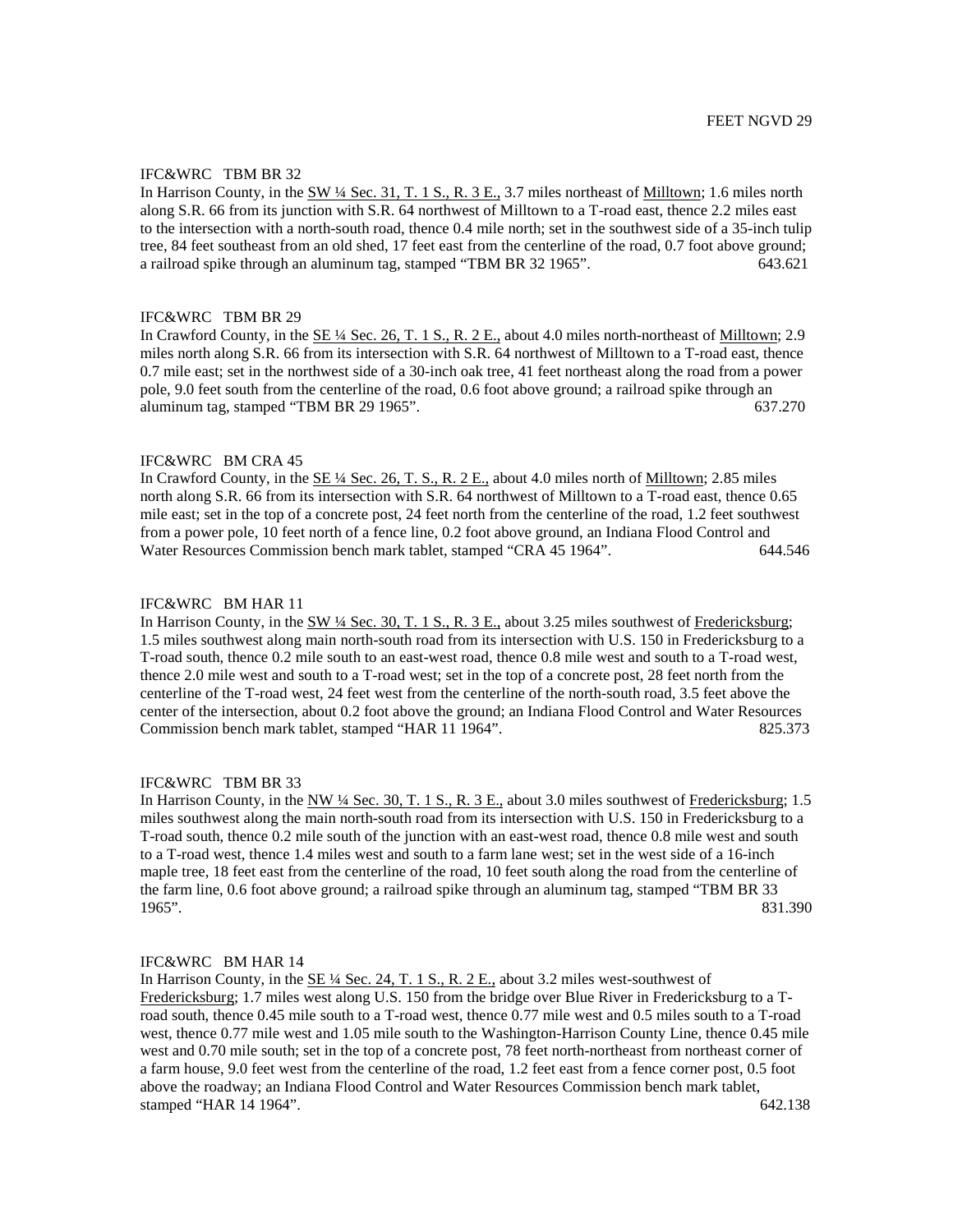FEET NGVD 29

IFC&WRC TBM BR 32

In Harrison County, in the SW ¼ Sec. 31, T. 1 S., R. 3 E., 3.7 miles northeast of Milltown; 1.6 miles north along S.R. 66 from its junction with S.R. 64 northwest of Milltown to a T-road east, thence 2.2 miles east to the intersection with a north-south road, thence 0.4 mile north; set in the southwest side of a 35-inch tulip tree, 84 feet southeast from an old shed, 17 feet east from the centerline of the road, 0.7 foot above ground; a railroad spike through an aluminum tag, stamped "TBM BR 32 1965". 643.621

IFC&WRC TBM BR 29

In Crawford County, in the SE ¼ Sec. 26, T. 1 S., R. 2 E., about 4.0 miles north-northeast of Milltown; 2.9 miles north along S.R. 66 from its intersection with S.R. 64 northwest of Milltown to a T-road east, thence 0.7 mile east; set in the northwest side of a 30-inch oak tree, 41 feet northeast along the road from a power pole, 9.0 feet south from the centerline of the road, 0.6 foot above ground; a railroad spike through an aluminum tag, stamped "TBM BR 29 1965". 637.270

IFC&WRC BM CRA 45

In Crawford County, in the SE ¼ Sec. 26, T. S., R. 2 E., about 4.0 miles north of Milltown; 2.85 miles north along S.R. 66 from its intersection with S.R. 64 northwest of Milltown to a T-road east, thence 0.65 mile east; set in the top of a concrete post, 24 feet north from the centerline of the road, 1.2 feet southwest from a power pole, 10 feet north of a fence line, 0.2 foot above ground, an Indiana Flood Control and Water Resources Commission bench mark tablet, stamped "CRA 45 1964". 644.546

IFC&WRC BM HAR 11

In Harrison County, in the SW ¼ Sec. 30, T. 1 S., R. 3 E., about 3.25 miles southwest of Fredericksburg; 1.5 miles southwest along main north-south road from its intersection with U.S. 150 in Fredericksburg to a T-road south, thence 0.2 mile south to an east-west road, thence 0.8 mile west and south to a T-road west, thence 2.0 mile west and south to a T-road west; set in the top of a concrete post, 28 feet north from the centerline of the T-road west, 24 feet west from the centerline of the north-south road, 3.5 feet above the center of the intersection, about 0.2 foot above the ground; an Indiana Flood Control and Water Resources Commission bench mark tablet, stamped "HAR 11 1964". 825.373

IFC&WRC TBM BR 33

In Harrison County, in the NW ¼ Sec. 30, T. 1 S., R. 3 E., about 3.0 miles southwest of Fredericksburg; 1.5 miles southwest along the main north-south road from its intersection with U.S. 150 in Fredericksburg to a T-road south, thence 0.2 mile south of the junction with an east-west road, thence 0.8 mile west and south to a T-road west, thence 1.4 miles west and south to a farm lane west; set in the west side of a 16-inch maple tree, 18 feet east from the centerline of the road, 10 feet south along the road from the centerline of the farm line, 0.6 foot above ground; a railroad spike through an aluminum tag, stamped "TBM BR 33 1965". 831.390

IFC&WRC BM HAR 14

In Harrison County, in the SE ¼ Sec. 24, T. 1 S., R. 2 E., about 3.2 miles west-southwest of Fredericksburg; 1.7 miles west along U.S. 150 from the bridge over Blue River in Fredericksburg to a T-road south, thence 0.45 mile south to a T-road west, thence 0.77 mile west and 0.5 miles south to a T-road west, thence 0.77 mile west and 1.05 mile south to the Washington-Harrison County Line, thence 0.45 mile west and 0.70 mile south; set in the top of a concrete post, 78 feet north-northeast from northeast corner of a farm house, 9.0 feet west from the centerline of the road, 1.2 feet east from a fence corner post, 0.5 foot above the roadway; an Indiana Flood Control and Water Resources Commission bench mark tablet, stamped "HAR 14 1964". 642.138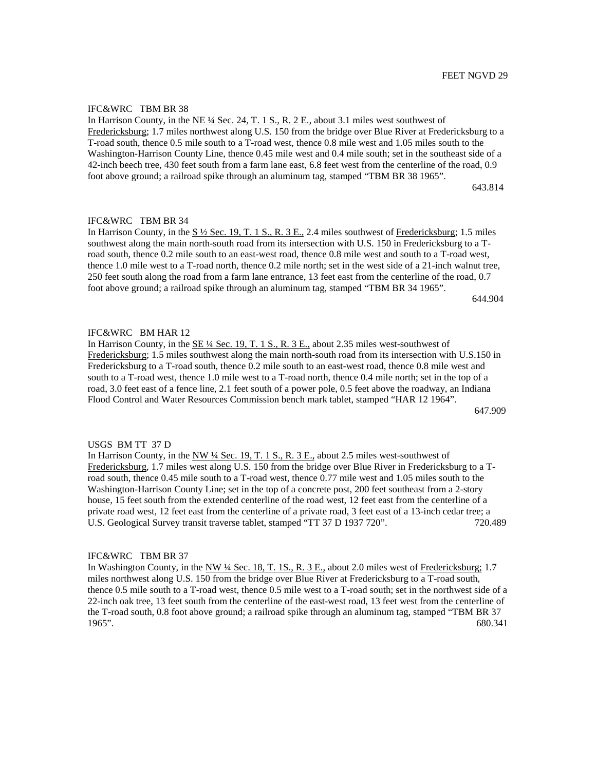FEET NGVD 29

IFC&WRC   TBM BR 38

In Harrison County, in the NE ¼ Sec. 24, T. 1 S., R. 2 E., about 3.1 miles west southwest of Fredericksburg; 1.7 miles northwest along U.S. 150 from the bridge over Blue River at Fredericksburg to a T-road south, thence 0.5 mile south to a T-road west, thence 0.8 mile west and 1.05 miles south to the Washington-Harrison County Line, thence 0.45 mile west and 0.4 mile south; set in the southeast side of a 42-inch beech tree, 430 feet south from a farm lane east, 6.8 feet west from the centerline of the road, 0.9 foot above ground; a railroad spike through an aluminum tag, stamped "TBM BR 38 1965".

643.814

IFC&WRC   TBM BR 34

In Harrison County, in the S ½ Sec. 19, T. 1 S., R. 3 E., 2.4 miles southwest of Fredericksburg; 1.5 miles southwest along the main north-south road from its intersection with U.S. 150 in Fredericksburg to a T-road south, thence 0.2 mile south to an east-west road, thence 0.8 mile west and south to a T-road west, thence 1.0 mile west to a T-road north, thence 0.2 mile north; set in the west side of a 21-inch walnut tree, 250 feet south along the road from a farm lane entrance, 13 feet east from the centerline of the road, 0.7 foot above ground; a railroad spike through an aluminum tag, stamped "TBM BR 34 1965".

644.904

IFC&WRC   BM HAR 12

In Harrison County, in the SE ¼ Sec. 19, T. 1 S., R. 3 E., about 2.35 miles west-southwest of Fredericksburg; 1.5 miles southwest along the main north-south road from its intersection with U.S.150 in Fredericksburg to a T-road south, thence 0.2 mile south to an east-west road, thence 0.8 mile west and south to a T-road west, thence 1.0 mile west to a T-road north, thence 0.4 mile north; set in the top of a road, 3.0 feet east of a fence line, 2.1 feet south of a power pole, 0.5 feet above the roadway, an Indiana Flood Control and Water Resources Commission bench mark tablet, stamped "HAR 12 1964".

647.909

USGS  BM TT  37 D

In Harrison County, in the NW ¼ Sec. 19, T. 1 S., R. 3 E., about 2.5 miles west-southwest of Fredericksburg, 1.7 miles west along U.S. 150 from the bridge over Blue River in Fredericksburg to a T-road south, thence 0.45 mile south to a T-road west, thence 0.77 mile west and 1.05 miles south to the Washington-Harrison County Line; set in the top of a concrete post, 200 feet southeast from a 2-story house, 15 feet south from the extended centerline of the road west, 12 feet east from the centerline of a private road west, 12 feet east from the centerline of a private road, 3 feet east of a 13-inch cedar tree; a U.S. Geological Survey transit traverse tablet, stamped "TT 37 D 1937 720".

720.489

IFC&WRC   TBM BR 37

In Washington County, in the NW ¼ Sec. 18, T. 1S., R. 3 E., about 2.0 miles west of Fredericksburg; 1.7 miles northwest along U.S. 150 from the bridge over Blue River at Fredericksburg to a T-road south, thence 0.5 mile south to a T-road west, thence 0.5 mile west to a T-road south; set in the northwest side of a 22-inch oak tree, 13 feet south from the centerline of the east-west road, 13 feet west from the centerline of the T-road south, 0.8 foot above ground; a railroad spike through an aluminum tag, stamped "TBM BR 37 1965".

680.341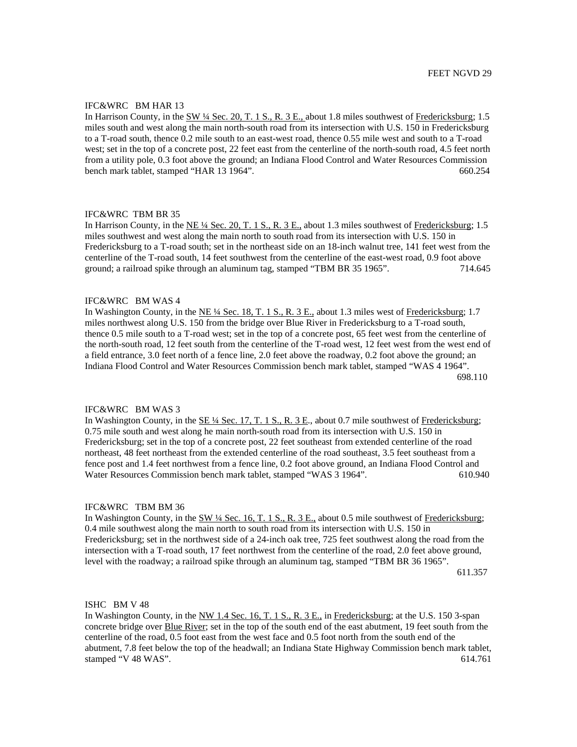FEET NGVD 29

IFC&WRC BM HAR 13

In Harrison County, in the SW ¼ Sec. 20, T. 1 S., R. 3 E., about 1.8 miles southwest of Fredericksburg; 1.5 miles south and west along the main north-south road from its intersection with U.S. 150 in Fredericksburg to a T-road south, thence 0.2 mile south to an east-west road, thence 0.55 mile west and south to a T-road west; set in the top of a concrete post, 22 feet east from the centerline of the north-south road, 4.5 feet north from a utility pole, 0.3 foot above the ground; an Indiana Flood Control and Water Resources Commission bench mark tablet, stamped "HAR 13 1964". 660.254

IFC&WRC TBM BR 35

In Harrison County, in the NE ¼ Sec. 20, T. 1 S., R. 3 E., about 1.3 miles southwest of Fredericksburg; 1.5 miles southwest and west along the main north to south road from its intersection with U.S. 150 in Fredericksburg to a T-road south; set in the northeast side on an 18-inch walnut tree, 141 feet west from the centerline of the T-road south, 14 feet southwest from the centerline of the east-west road, 0.9 foot above ground; a railroad spike through an aluminum tag, stamped "TBM BR 35 1965". 714.645

IFC&WRC BM WAS 4

In Washington County, in the NE ¼ Sec. 18, T. 1 S., R. 3 E., about 1.3 miles west of Fredericksburg; 1.7 miles northwest along U.S. 150 from the bridge over Blue River in Fredericksburg to a T-road south, thence 0.5 mile south to a T-road west; set in the top of a concrete post, 65 feet west from the centerline of the north-south road, 12 feet south from the centerline of the T-road west, 12 feet west from the west end of a field entrance, 3.0 feet north of a fence line, 2.0 feet above the roadway, 0.2 foot above the ground; an Indiana Flood Control and Water Resources Commission bench mark tablet, stamped "WAS 4 1964". 698.110

IFC&WRC BM WAS 3

In Washington County, in the SE ¼ Sec. 17, T. 1 S., R. 3 E., about 0.7 mile southwest of Fredericksburg; 0.75 mile south and west along he main north-south road from its intersection with U.S. 150 in Fredericksburg; set in the top of a concrete post, 22 feet southeast from extended centerline of the road northeast, 48 feet northeast from the extended centerline of the road southeast, 3.5 feet southeast from a fence post and 1.4 feet northwest from a fence line, 0.2 foot above ground, an Indiana Flood Control and Water Resources Commission bench mark tablet, stamped "WAS 3 1964". 610.940

IFC&WRC TBM BM 36

In Washington County, in the SW ¼ Sec. 16, T. 1 S., R. 3 E., about 0.5 mile southwest of Fredericksburg; 0.4 mile southwest along the main north to south road from its intersection with U.S. 150 in Fredericksburg; set in the northwest side of a 24-inch oak tree, 725 feet southwest along the road from the intersection with a T-road south, 17 feet northwest from the centerline of the road, 2.0 feet above ground, level with the roadway; a railroad spike through an aluminum tag, stamped "TBM BR 36 1965". 611.357

ISHC BM V 48

In Washington County, in the NW 1.4 Sec. 16, T. 1 S., R. 3 E., in Fredericksburg; at the U.S. 150 3-span concrete bridge over Blue River; set in the top of the south end of the east abutment, 19 feet south from the centerline of the road, 0.5 foot east from the west face and 0.5 foot north from the south end of the abutment, 7.8 feet below the top of the headwall; an Indiana State Highway Commission bench mark tablet, stamped "V 48 WAS". 614.761